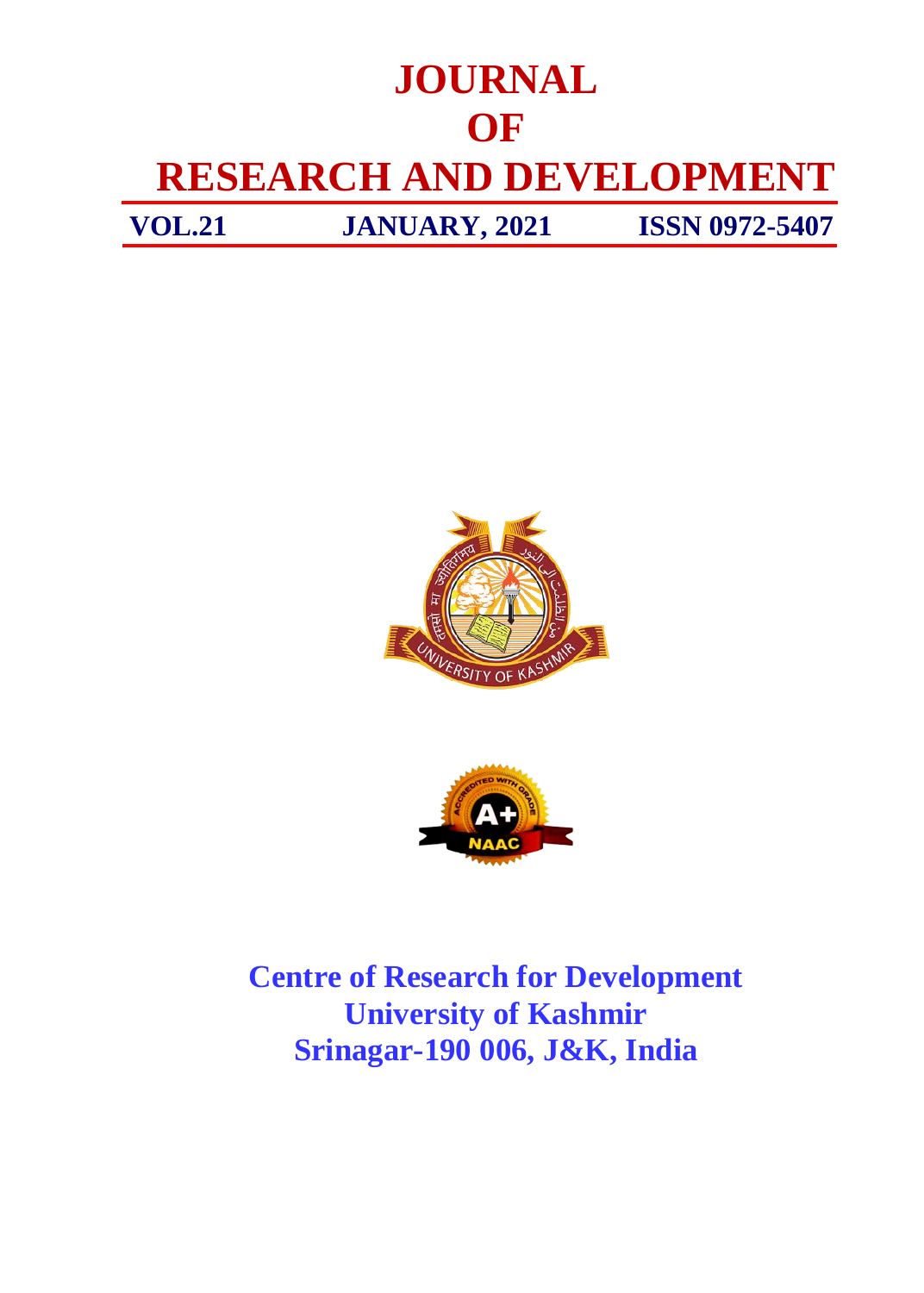# JOURNAL OF RESEARCH AND DEVELOPMENT

**VOL.21** | **JANUARY, 2021** | **ISSN 0972-5407**

**Centre of Research for Development**
**University of Kashmir**
**Srinagar-190 006, J&K, India**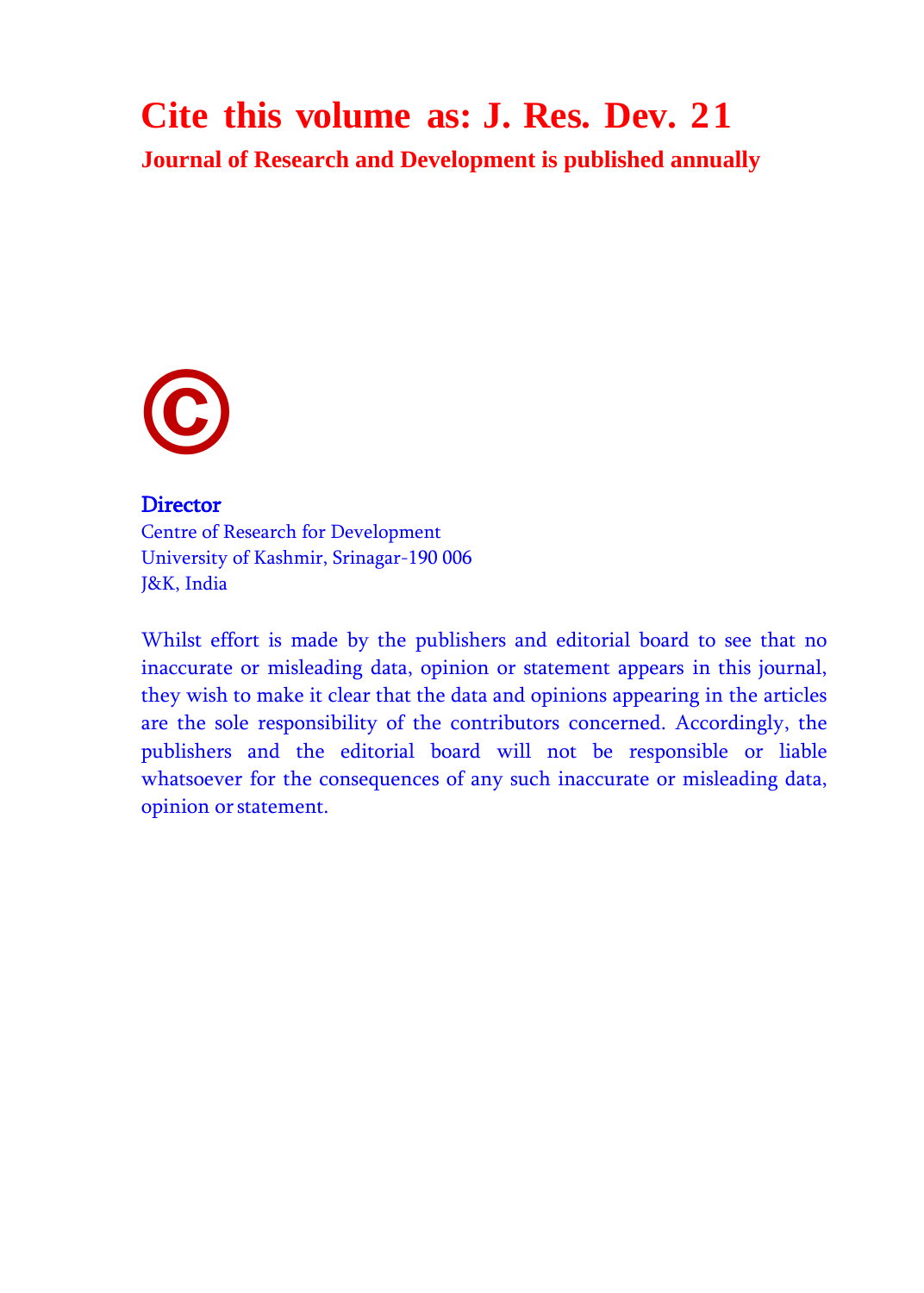# Cite this volume as: J. Res. Dev. 21

**Journal of Research and Development is published annually**

©

**Director**
Centre of Research for Development
University of Kashmir, Srinagar-190 006
J&K, India

Whilst effort is made by the publishers and editorial board to see that no inaccurate or misleading data, opinion or statement appears in this journal, they wish to make it clear that the data and opinions appearing in the articles are the sole responsibility of the contributors concerned. Accordingly, the publishers and the editorial board will not be responsible or liable whatsoever for the consequences of any such inaccurate or misleading data, opinion or statement.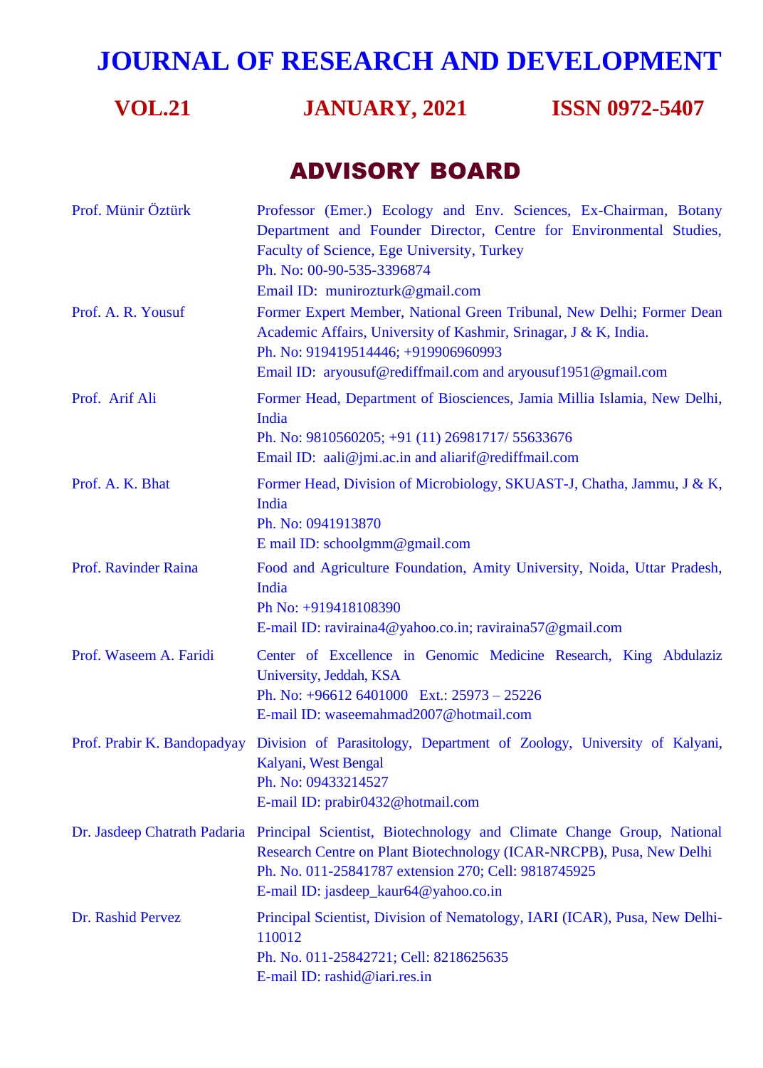# JOURNAL OF RESEARCH AND DEVELOPMENT

**VOL.21 JANUARY, 2021 ISSN 0972-5407**

## ADVISORY BOARD

| | |
|---|---|
| Prof. Münir Öztürk | Professor (Emer.) Ecology and Env. Sciences, Ex-Chairman, Botany Department and Founder Director, Centre for Environmental Studies, Faculty of Science, Ege University, Turkey<br>Ph. No: 00-90-535-3396874<br>Email ID: munirozturk@gmail.com |
| Prof. A. R. Yousuf | Former Expert Member, National Green Tribunal, New Delhi; Former Dean Academic Affairs, University of Kashmir, Srinagar, J & K, India.<br>Ph. No: 919419514446; +919906960993<br>Email ID: aryousuf@rediffmail.com and aryousuf1951@gmail.com |
| Prof. Arif Ali | Former Head, Department of Biosciences, Jamia Millia Islamia, New Delhi, India<br>Ph. No: 9810560205; +91 (11) 26981717/ 55633676<br>Email ID: aali@jmi.ac.in and aliarif@rediffmail.com |
| Prof. A. K. Bhat | Former Head, Division of Microbiology, SKUAST-J, Chatha, Jammu, J & K, India<br>Ph. No: 0941913870<br>E mail ID: schoolgmm@gmail.com |
| Prof. Ravinder Raina | Food and Agriculture Foundation, Amity University, Noida, Uttar Pradesh, India<br>Ph No: +919418108390<br>E-mail ID: raviraina4@yahoo.co.in; raviraina57@gmail.com |
| Prof. Waseem A. Faridi | Center of Excellence in Genomic Medicine Research, King Abdulaziz University, Jeddah, KSA<br>Ph. No: +96612 6401000 Ext.: 25973 – 25226<br>E-mail ID: waseemahmad2007@hotmail.com |
| Prof. Prabir K. Bandopadyay | Division of Parasitology, Department of Zoology, University of Kalyani, Kalyani, West Bengal<br>Ph. No: 09433214527<br>E-mail ID: prabir0432@hotmail.com |
| Dr. Jasdeep Chatrath Padaria | Principal Scientist, Biotechnology and Climate Change Group, National Research Centre on Plant Biotechnology (ICAR-NRCPB), Pusa, New Delhi<br>Ph. No. 011-25841787 extension 270; Cell: 9818745925<br>E-mail ID: jasdeep_kaur64@yahoo.co.in |
| Dr. Rashid Pervez | Principal Scientist, Division of Nematology, IARI (ICAR), Pusa, New Delhi-110012<br>Ph. No. 011-25842721; Cell: 8218625635<br>E-mail ID: rashid@iari.res.in |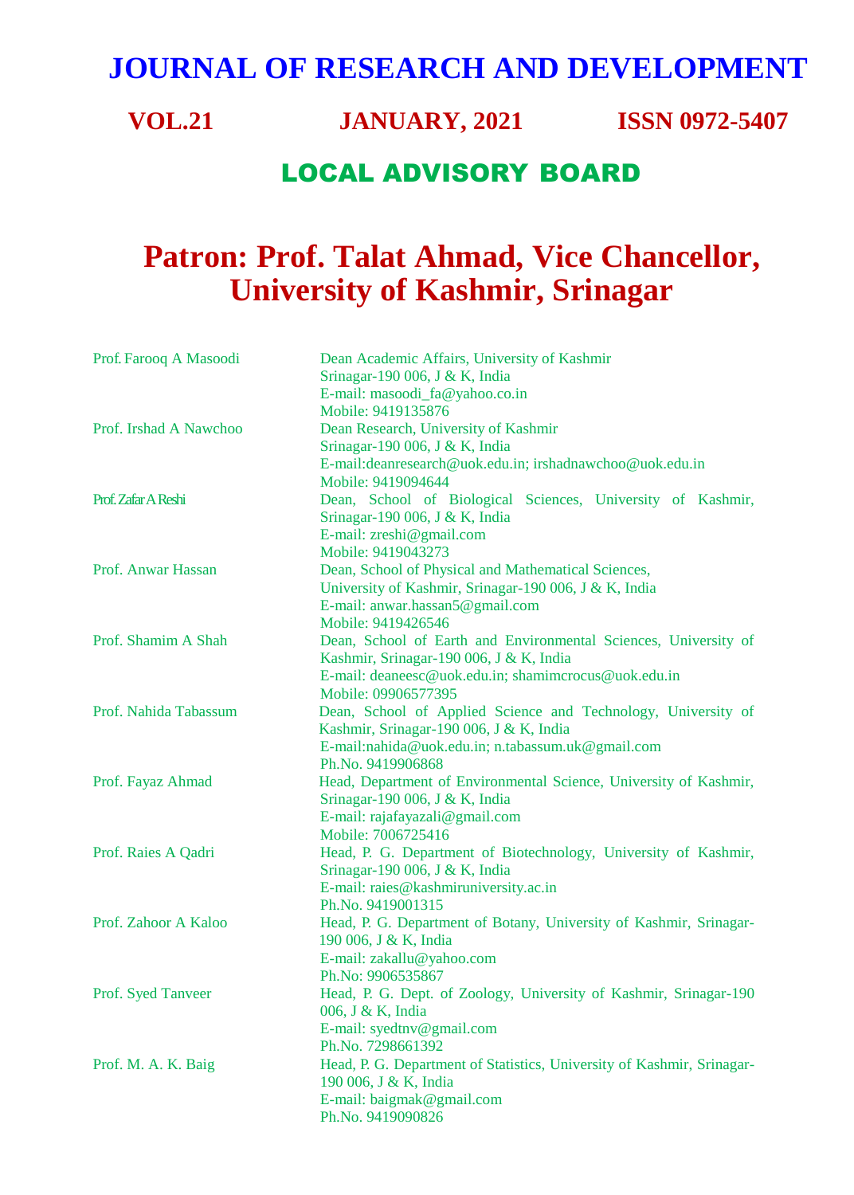# JOURNAL OF RESEARCH AND DEVELOPMENT

**VOL.21　　　　JANUARY, 2021　　　　ISSN 0972-5407**

## LOCAL ADVISORY BOARD

## Patron: Prof. Talat Ahmad, Vice Chancellor, University of Kashmir, Srinagar

| | |
|---|---|
| Prof. Farooq A Masoodi | Dean Academic Affairs, University of Kashmir<br>Srinagar-190 006, J & K, India<br>E-mail: masoodi_fa@yahoo.co.in<br>Mobile: 9419135876 |
| Prof. Irshad A Nawchoo | Dean Research, University of Kashmir<br>Srinagar-190 006, J & K, India<br>E-mail:deanresearch@uok.edu.in; irshadnawchoo@uok.edu.in<br>Mobile: 9419094644 |
| Prof. Zafar A Reshi | Dean, School of Biological Sciences, University of Kashmir, Srinagar-190 006, J & K, India<br>E-mail: zreshi@gmail.com<br>Mobile: 9419043273 |
| Prof. Anwar Hassan | Dean, School of Physical and Mathematical Sciences,<br>University of Kashmir, Srinagar-190 006, J & K, India<br>E-mail: anwar.hassan5@gmail.com<br>Mobile: 9419426546 |
| Prof. Shamim A Shah | Dean, School of Earth and Environmental Sciences, University of Kashmir, Srinagar-190 006, J & K, India<br>E-mail: deaneesc@uok.edu.in; shamimcrocus@uok.edu.in<br>Mobile: 09906577395 |
| Prof. Nahida Tabassum | Dean, School of Applied Science and Technology, University of Kashmir, Srinagar-190 006, J & K, India<br>E-mail:nahida@uok.edu.in; n.tabassum.uk@gmail.com<br>Ph.No. 9419906868 |
| Prof. Fayaz Ahmad | Head, Department of Environmental Science, University of Kashmir, Srinagar-190 006, J & K, India<br>E-mail: rajafayazali@gmail.com<br>Mobile: 7006725416 |
| Prof. Raies A Qadri | Head, P. G. Department of Biotechnology, University of Kashmir, Srinagar-190 006, J & K, India<br>E-mail: raies@kashmiruniversity.ac.in<br>Ph.No. 9419001315 |
| Prof. Zahoor A Kaloo | Head, P. G. Department of Botany, University of Kashmir, Srinagar-190 006, J & K, India<br>E-mail: zakallu@yahoo.com<br>Ph.No: 9906535867 |
| Prof. Syed Tanveer | Head, P. G. Dept. of Zoology, University of Kashmir, Srinagar-190 006, J & K, India<br>E-mail: syedtnv@gmail.com<br>Ph.No. 7298661392 |
| Prof. M. A. K. Baig | Head, P. G. Department of Statistics, University of Kashmir, Srinagar-190 006, J & K, India<br>E-mail: baigmak@gmail.com<br>Ph.No. 9419090826 |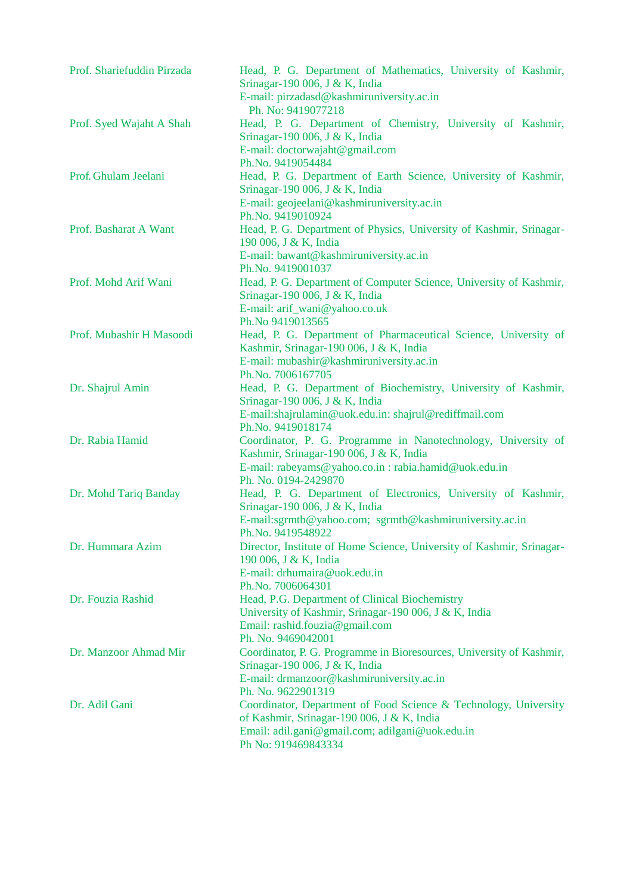| | |
|---|---|
| Prof. Shariefuddin Pirzada | Head, P. G. Department of Mathematics, University of Kashmir, Srinagar-190 006, J & K, India<br>E-mail: pirzadasd@kashmiruniversity.ac.in<br>Ph. No: 9419077218 |
| Prof. Syed Wajaht A Shah | Head, P. G. Department of Chemistry, University of Kashmir, Srinagar-190 006, J & K, India<br>E-mail: doctorwajaht@gmail.com<br>Ph.No. 9419054484 |
| Prof. Ghulam Jeelani | Head, P. G. Department of Earth Science, University of Kashmir, Srinagar-190 006, J & K, India<br>E-mail: geojeelani@kashmiruniversity.ac.in<br>Ph.No. 9419010924 |
| Prof. Basharat A Want | Head, P. G. Department of Physics, University of Kashmir, Srinagar-190 006, J & K, India<br>E-mail: bawant@kashmiruniversity.ac.in<br>Ph.No. 9419001037 |
| Prof. Mohd Arif Wani | Head, P. G. Department of Computer Science, University of Kashmir, Srinagar-190 006, J & K, India<br>E-mail: arif_wani@yahoo.co.uk<br>Ph.No 9419013565 |
| Prof. Mubashir H Masoodi | Head, P. G. Department of Pharmaceutical Science, University of Kashmir, Srinagar-190 006, J & K, India<br>E-mail: mubashir@kashmiruniversity.ac.in<br>Ph.No. 7006167705 |
| Dr. Shajrul Amin | Head, P. G. Department of Biochemistry, University of Kashmir, Srinagar-190 006, J & K, India<br>E-mail:shajrulamin@uok.edu.in: shajrul@rediffmail.com<br>Ph.No. 9419018174 |
| Dr. Rabia Hamid | Coordinator, P. G. Programme in Nanotechnology, University of Kashmir, Srinagar-190 006, J & K, India<br>E-mail: rabeyams@yahoo.co.in : rabia.hamid@uok.edu.in<br>Ph. No. 0194-2429870 |
| Dr. Mohd Tariq Banday | Head, P. G. Department of Electronics, University of Kashmir, Srinagar-190 006, J & K, India<br>E-mail:sgrmtb@yahoo.com; sgrmtb@kashmiruniversity.ac.in<br>Ph.No. 9419548922 |
| Dr. Hummara Azim | Director, Institute of Home Science, University of Kashmir, Srinagar-190 006, J & K, India<br>E-mail: drhumaira@uok.edu.in<br>Ph.No. 7006064301 |
| Dr. Fouzia Rashid | Head, P.G. Department of Clinical Biochemistry<br>University of Kashmir, Srinagar-190 006, J & K, India<br>Email: rashid.fouzia@gmail.com<br>Ph. No. 9469042001 |
| Dr. Manzoor Ahmad Mir | Coordinator, P. G. Programme in Bioresources, University of Kashmir, Srinagar-190 006, J & K, India<br>E-mail: drmanzoor@kashmiruniversity.ac.in<br>Ph. No. 9622901319 |
| Dr. Adil Gani | Coordinator, Department of Food Science & Technology, University of Kashmir, Srinagar-190 006, J & K, India<br>Email: adil.gani@gmail.com; adilgani@uok.edu.in<br>Ph No: 919469843334 |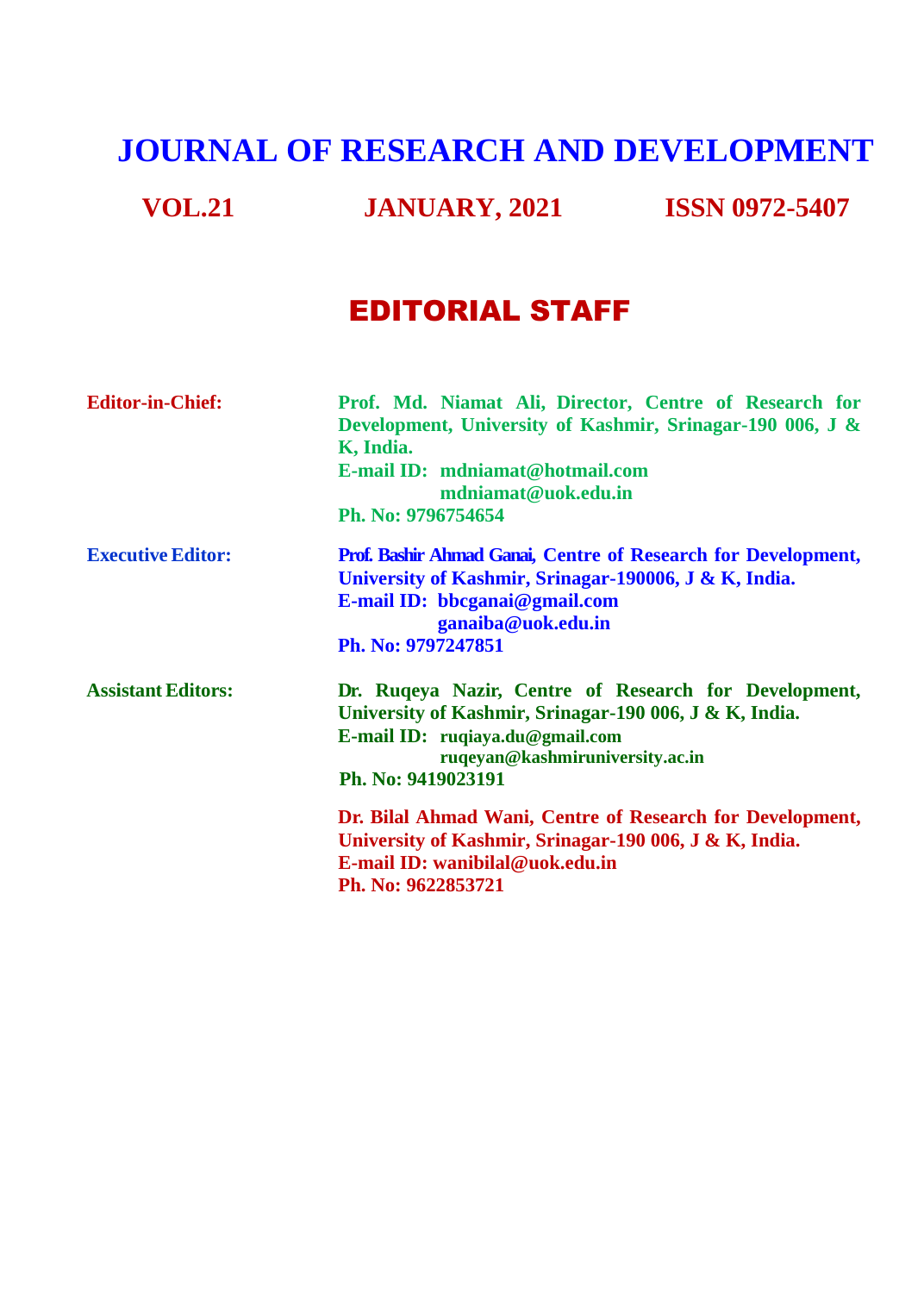# JOURNAL OF RESEARCH AND DEVELOPMENT

**VOL.21 JANUARY, 2021 ISSN 0972-5407**

## EDITORIAL STAFF

**Editor-in-Chief:**

**Prof. Md. Niamat Ali, Director, Centre of Research for Development, University of Kashmir, Srinagar-190 006, J & K, India.**
**E-mail ID: mdniamat@hotmail.com**
**mdniamat@uok.edu.in**
**Ph. No: 9796754654**

**Executive Editor:**

**Prof. Bashir Ahmad Ganai, Centre of Research for Development, University of Kashmir, Srinagar-190006, J & K, India.**
**E-mail ID: bbcganai@gmail.com**
**ganaiba@uok.edu.in**
**Ph. No: 9797247851**

**Assistant Editors:**

**Dr. Ruqeya Nazir, Centre of Research for Development, University of Kashmir, Srinagar-190 006, J & K, India.**
**E-mail ID: ruqiaya.du@gmail.com**
**ruqeyan@kashmiruniversity.ac.in**
**Ph. No: 9419023191**

**Dr. Bilal Ahmad Wani, Centre of Research for Development, University of Kashmir, Srinagar-190 006, J & K, India.**
**E-mail ID: wanibilal@uok.edu.in**
**Ph. No: 9622853721**